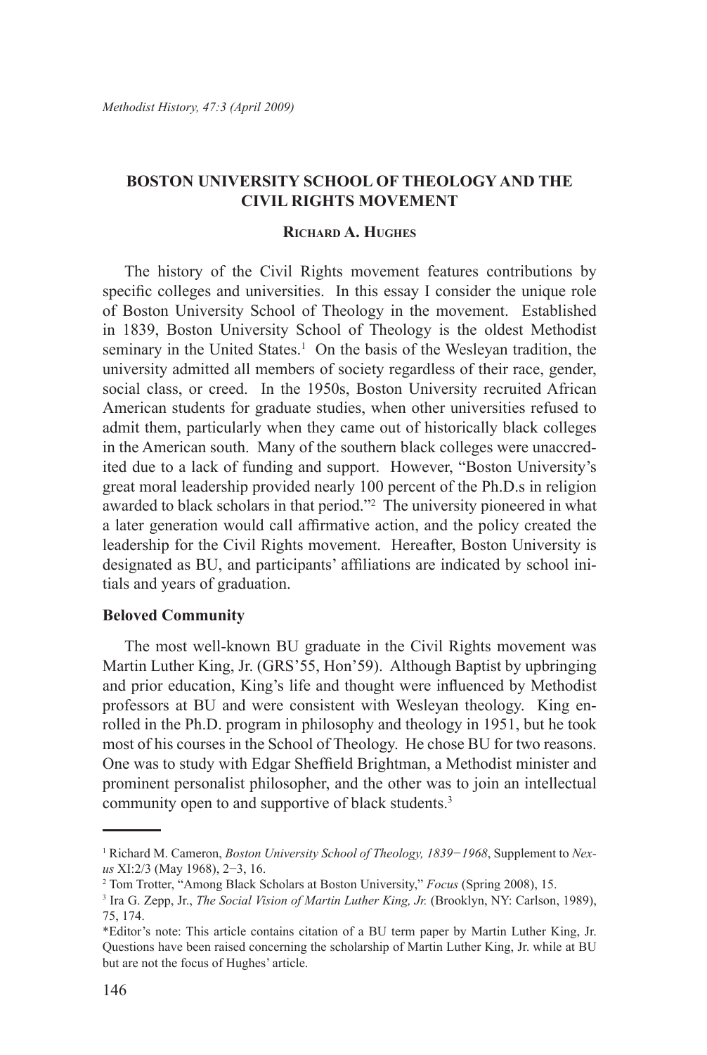# BOSTON UNIVERSITY SCHOOL OF THEOLOGY AND THE CIVIL RIGHTS MOVEMENT

**Richard A. Hughes**

The history of the Civil Rights movement features contributions by specific colleges and universities. In this essay I consider the unique role of Boston University School of Theology in the movement. Established in 1839, Boston University School of Theology is the oldest Methodist seminary in the United States.[1] On the basis of the Wesleyan tradition, the university admitted all members of society regardless of their race, gender, social class, or creed. In the 1950s, Boston University recruited African American students for graduate studies, when other universities refused to admit them, particularly when they came out of historically black colleges in the American south. Many of the southern black colleges were unaccredited due to a lack of funding and support. However, "Boston University's great moral leadership provided nearly 100 percent of the Ph.D.s in religion awarded to black scholars in that period."[2] The university pioneered in what a later generation would call affirmative action, and the policy created the leadership for the Civil Rights movement. Hereafter, Boston University is designated as BU, and participants' affiliations are indicated by school initials and years of graduation.

## Beloved Community

The most well-known BU graduate in the Civil Rights movement was Martin Luther King, Jr. (GRS'55, Hon'59). Although Baptist by upbringing and prior education, King's life and thought were influenced by Methodist professors at BU and were consistent with Wesleyan theology. King enrolled in the Ph.D. program in philosophy and theology in 1951, but he took most of his courses in the School of Theology. He chose BU for two reasons. One was to study with Edgar Sheffield Brightman, a Methodist minister and prominent personalist philosopher, and the other was to join an intellectual community open to and supportive of black students.[3]

---

[1] Richard M. Cameron, *Boston University School of Theology, 1839−1968*, Supplement to *Nexus* XI:2/3 (May 1968), 2−3, 16.

[2] Tom Trotter, "Among Black Scholars at Boston University," *Focus* (Spring 2008), 15.

[3] Ira G. Zepp, Jr., *The Social Vision of Martin Luther King, Jr.* (Brooklyn, NY: Carlson, 1989), 75, 174.

*Editor's note: This article contains citation of a BU term paper by Martin Luther King, Jr. Questions have been raised concerning the scholarship of Martin Luther King, Jr. while at BU but are not the focus of Hughes' article.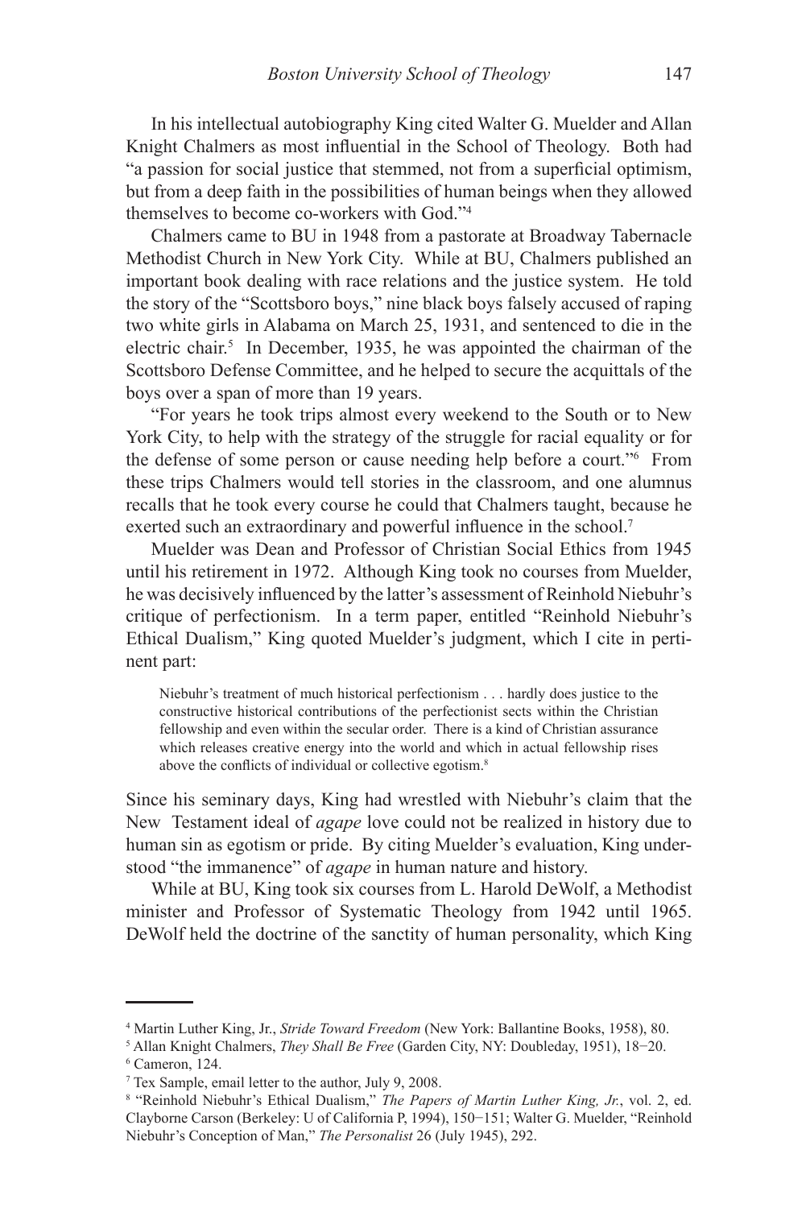In his intellectual autobiography King cited Walter G. Muelder and Allan Knight Chalmers as most influential in the School of Theology. Both had "a passion for social justice that stemmed, not from a superficial optimism, but from a deep faith in the possibilities of human beings when they allowed themselves to become co-workers with God."[4]

Chalmers came to BU in 1948 from a pastorate at Broadway Tabernacle Methodist Church in New York City. While at BU, Chalmers published an important book dealing with race relations and the justice system. He told the story of the "Scottsboro boys," nine black boys falsely accused of raping two white girls in Alabama on March 25, 1931, and sentenced to die in the electric chair.[5] In December, 1935, he was appointed the chairman of the Scottsboro Defense Committee, and he helped to secure the acquittals of the boys over a span of more than 19 years.

"For years he took trips almost every weekend to the South or to New York City, to help with the strategy of the struggle for racial equality or for the defense of some person or cause needing help before a court."[6] From these trips Chalmers would tell stories in the classroom, and one alumnus recalls that he took every course he could that Chalmers taught, because he exerted such an extraordinary and powerful influence in the school.[7]

Muelder was Dean and Professor of Christian Social Ethics from 1945 until his retirement in 1972. Although King took no courses from Muelder, he was decisively influenced by the latter's assessment of Reinhold Niebuhr's critique of perfectionism. In a term paper, entitled "Reinhold Niebuhr's Ethical Dualism," King quoted Muelder's judgment, which I cite in pertinent part:

> Niebuhr's treatment of much historical perfectionism . . . hardly does justice to the constructive historical contributions of the perfectionist sects within the Christian fellowship and even within the secular order. There is a kind of Christian assurance which releases creative energy into the world and which in actual fellowship rises above the conflicts of individual or collective egotism.[8]

Since his seminary days, King had wrestled with Niebuhr's claim that the New Testament ideal of *agape* love could not be realized in history due to human sin as egotism or pride. By citing Muelder's evaluation, King understood "the immanence" of *agape* in human nature and history.

While at BU, King took six courses from L. Harold DeWolf, a Methodist minister and Professor of Systematic Theology from 1942 until 1965. DeWolf held the doctrine of the sanctity of human personality, which King

---

[4] Martin Luther King, Jr., *Stride Toward Freedom* (New York: Ballantine Books, 1958), 80.

[5] Allan Knight Chalmers, *They Shall Be Free* (Garden City, NY: Doubleday, 1951), 18−20.

[6] Cameron, 124.

[7] Tex Sample, email letter to the author, July 9, 2008.

[8] "Reinhold Niebuhr's Ethical Dualism," *The Papers of Martin Luther King, Jr.*, vol. 2, ed. Clayborne Carson (Berkeley: U of California P, 1994), 150−151; Walter G. Muelder, "Reinhold Niebuhr's Conception of Man," *The Personalist* 26 (July 1945), 292.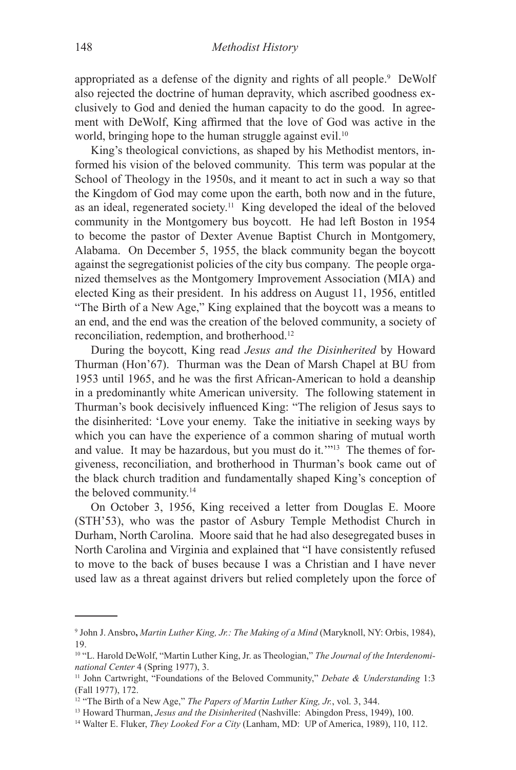appropriated as a defense of the dignity and rights of all people.[9] DeWolf also rejected the doctrine of human depravity, which ascribed goodness exclusively to God and denied the human capacity to do the good. In agreement with DeWolf, King affirmed that the love of God was active in the world, bringing hope to the human struggle against evil.[10]

King's theological convictions, as shaped by his Methodist mentors, informed his vision of the beloved community. This term was popular at the School of Theology in the 1950s, and it meant to act in such a way so that the Kingdom of God may come upon the earth, both now and in the future, as an ideal, regenerated society.[11] King developed the ideal of the beloved community in the Montgomery bus boycott. He had left Boston in 1954 to become the pastor of Dexter Avenue Baptist Church in Montgomery, Alabama. On December 5, 1955, the black community began the boycott against the segregationist policies of the city bus company. The people organized themselves as the Montgomery Improvement Association (MIA) and elected King as their president. In his address on August 11, 1956, entitled "The Birth of a New Age," King explained that the boycott was a means to an end, and the end was the creation of the beloved community, a society of reconciliation, redemption, and brotherhood.[12]

During the boycott, King read *Jesus and the Disinherited* by Howard Thurman (Hon'67). Thurman was the Dean of Marsh Chapel at BU from 1953 until 1965, and he was the first African-American to hold a deanship in a predominantly white American university. The following statement in Thurman's book decisively influenced King: "The religion of Jesus says to the disinherited: 'Love your enemy. Take the initiative in seeking ways by which you can have the experience of a common sharing of mutual worth and value. It may be hazardous, but you must do it.'"[13] The themes of forgiveness, reconciliation, and brotherhood in Thurman's book came out of the black church tradition and fundamentally shaped King's conception of the beloved community.[14]

On October 3, 1956, King received a letter from Douglas E. Moore (STH'53), who was the pastor of Asbury Temple Methodist Church in Durham, North Carolina. Moore said that he had also desegregated buses in North Carolina and Virginia and explained that "I have consistently refused to move to the back of buses because I was a Christian and I have never used law as a threat against drivers but relied completely upon the force of

---

[9] John J. Ansbro, *Martin Luther King, Jr.: The Making of a Mind* (Maryknoll, NY: Orbis, 1984), 19.

[10] "L. Harold DeWolf, "Martin Luther King, Jr. as Theologian," *The Journal of the Interdenominational Center* 4 (Spring 1977), 3.

[11] John Cartwright, "Foundations of the Beloved Community," *Debate & Understanding* 1:3 (Fall 1977), 172.

[12] "The Birth of a New Age," *The Papers of Martin Luther King, Jr.*, vol. 3, 344.

[13] Howard Thurman, *Jesus and the Disinherited* (Nashville: Abingdon Press, 1949), 100.

[14] Walter E. Fluker, *They Looked For a City* (Lanham, MD: UP of America, 1989), 110, 112.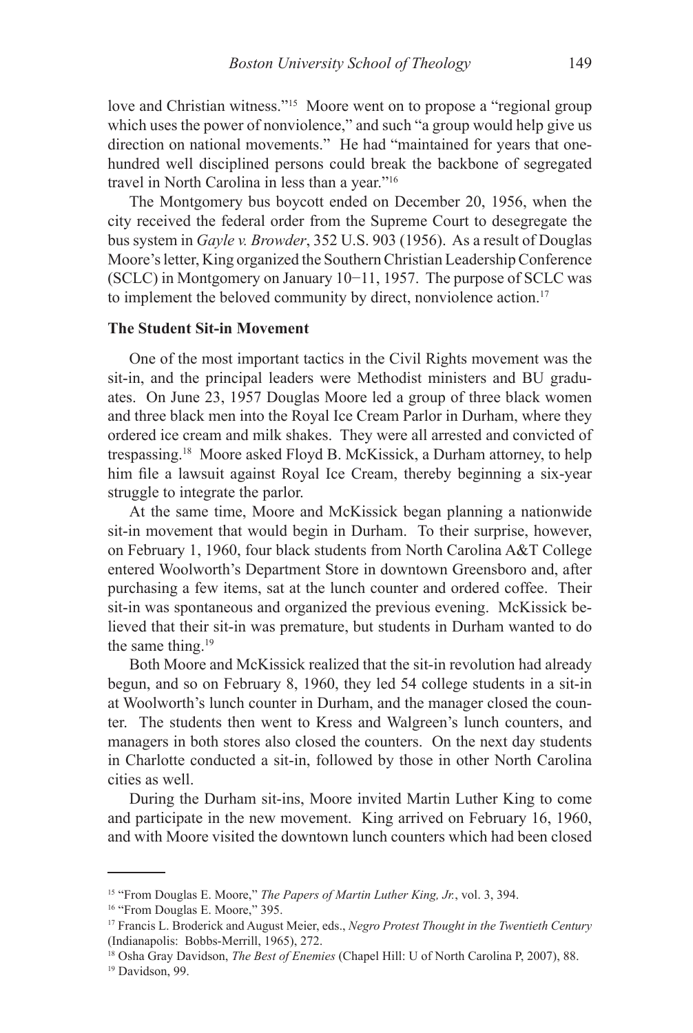love and Christian witness."[15] Moore went on to propose a "regional group which uses the power of nonviolence," and such "a group would help give us direction on national movements." He had "maintained for years that one-hundred well disciplined persons could break the backbone of segregated travel in North Carolina in less than a year."[16]

The Montgomery bus boycott ended on December 20, 1956, when the city received the federal order from the Supreme Court to desegregate the bus system in *Gayle v. Browder*, 352 U.S. 903 (1956). As a result of Douglas Moore's letter, King organized the Southern Christian Leadership Conference (SCLC) in Montgomery on January 10−11, 1957. The purpose of SCLC was to implement the beloved community by direct, nonviolence action.[17]

**The Student Sit-in Movement**

One of the most important tactics in the Civil Rights movement was the sit-in, and the principal leaders were Methodist ministers and BU graduates. On June 23, 1957 Douglas Moore led a group of three black women and three black men into the Royal Ice Cream Parlor in Durham, where they ordered ice cream and milk shakes. They were all arrested and convicted of trespassing.[18] Moore asked Floyd B. McKissick, a Durham attorney, to help him file a lawsuit against Royal Ice Cream, thereby beginning a six-year struggle to integrate the parlor.

At the same time, Moore and McKissick began planning a nationwide sit-in movement that would begin in Durham. To their surprise, however, on February 1, 1960, four black students from North Carolina A&T College entered Woolworth's Department Store in downtown Greensboro and, after purchasing a few items, sat at the lunch counter and ordered coffee. Their sit-in was spontaneous and organized the previous evening. McKissick believed that their sit-in was premature, but students in Durham wanted to do the same thing.[19]

Both Moore and McKissick realized that the sit-in revolution had already begun, and so on February 8, 1960, they led 54 college students in a sit-in at Woolworth's lunch counter in Durham, and the manager closed the counter. The students then went to Kress and Walgreen's lunch counters, and managers in both stores also closed the counters. On the next day students in Charlotte conducted a sit-in, followed by those in other North Carolina cities as well.

During the Durham sit-ins, Moore invited Martin Luther King to come and participate in the new movement. King arrived on February 16, 1960, and with Moore visited the downtown lunch counters which had been closed

---

[15] "From Douglas E. Moore," *The Papers of Martin Luther King, Jr.*, vol. 3, 394.

[16] "From Douglas E. Moore," 395.

[17] Francis L. Broderick and August Meier, eds., *Negro Protest Thought in the Twentieth Century* (Indianapolis: Bobbs-Merrill, 1965), 272.

[18] Osha Gray Davidson, *The Best of Enemies* (Chapel Hill: U of North Carolina P, 2007), 88.

[19] Davidson, 99.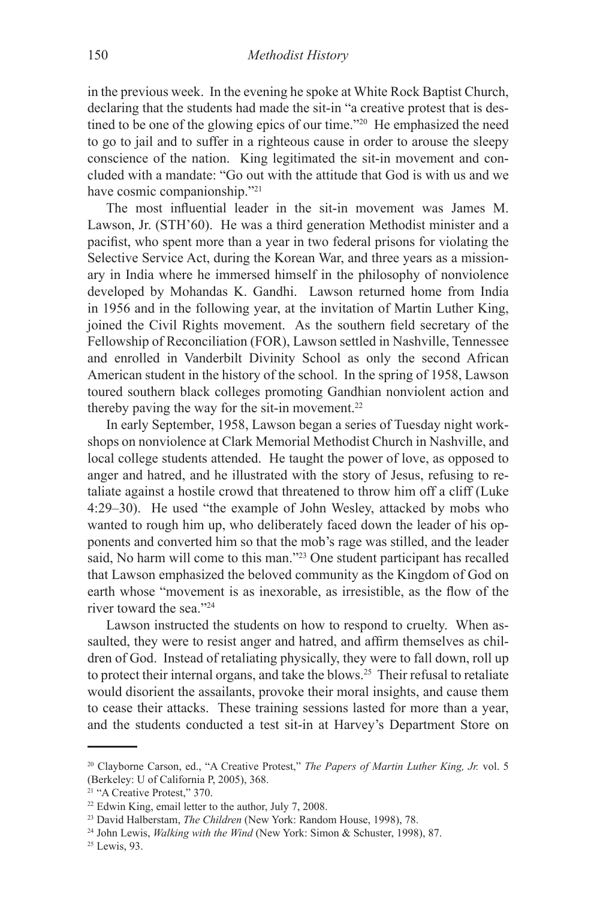in the previous week. In the evening he spoke at White Rock Baptist Church, declaring that the students had made the sit-in "a creative protest that is destined to be one of the glowing epics of our time."[20] He emphasized the need to go to jail and to suffer in a righteous cause in order to arouse the sleepy conscience of the nation. King legitimated the sit-in movement and concluded with a mandate: "Go out with the attitude that God is with us and we have cosmic companionship."[21]

The most influential leader in the sit-in movement was James M. Lawson, Jr. (STH'60). He was a third generation Methodist minister and a pacifist, who spent more than a year in two federal prisons for violating the Selective Service Act, during the Korean War, and three years as a missionary in India where he immersed himself in the philosophy of nonviolence developed by Mohandas K. Gandhi. Lawson returned home from India in 1956 and in the following year, at the invitation of Martin Luther King, joined the Civil Rights movement. As the southern field secretary of the Fellowship of Reconciliation (FOR), Lawson settled in Nashville, Tennessee and enrolled in Vanderbilt Divinity School as only the second African American student in the history of the school. In the spring of 1958, Lawson toured southern black colleges promoting Gandhian nonviolent action and thereby paving the way for the sit-in movement.[22]

In early September, 1958, Lawson began a series of Tuesday night workshops on nonviolence at Clark Memorial Methodist Church in Nashville, and local college students attended. He taught the power of love, as opposed to anger and hatred, and he illustrated with the story of Jesus, refusing to retaliate against a hostile crowd that threatened to throw him off a cliff (Luke 4:29–30). He used "the example of John Wesley, attacked by mobs who wanted to rough him up, who deliberately faced down the leader of his opponents and converted him so that the mob's rage was stilled, and the leader said, No harm will come to this man."[23] One student participant has recalled that Lawson emphasized the beloved community as the Kingdom of God on earth whose "movement is as inexorable, as irresistible, as the flow of the river toward the sea."[24]

Lawson instructed the students on how to respond to cruelty. When assaulted, they were to resist anger and hatred, and affirm themselves as children of God. Instead of retaliating physically, they were to fall down, roll up to protect their internal organs, and take the blows.[25] Their refusal to retaliate would disorient the assailants, provoke their moral insights, and cause them to cease their attacks. These training sessions lasted for more than a year, and the students conducted a test sit-in at Harvey's Department Store on

---

[20] Clayborne Carson, ed., "A Creative Protest," *The Papers of Martin Luther King, Jr.* vol. 5 (Berkeley: U of California P, 2005), 368.

[21] "A Creative Protest," 370.

[22] Edwin King, email letter to the author, July 7, 2008.

[23] David Halberstam, *The Children* (New York: Random House, 1998), 78.

[24] John Lewis, *Walking with the Wind* (New York: Simon & Schuster, 1998), 87.

[25] Lewis, 93.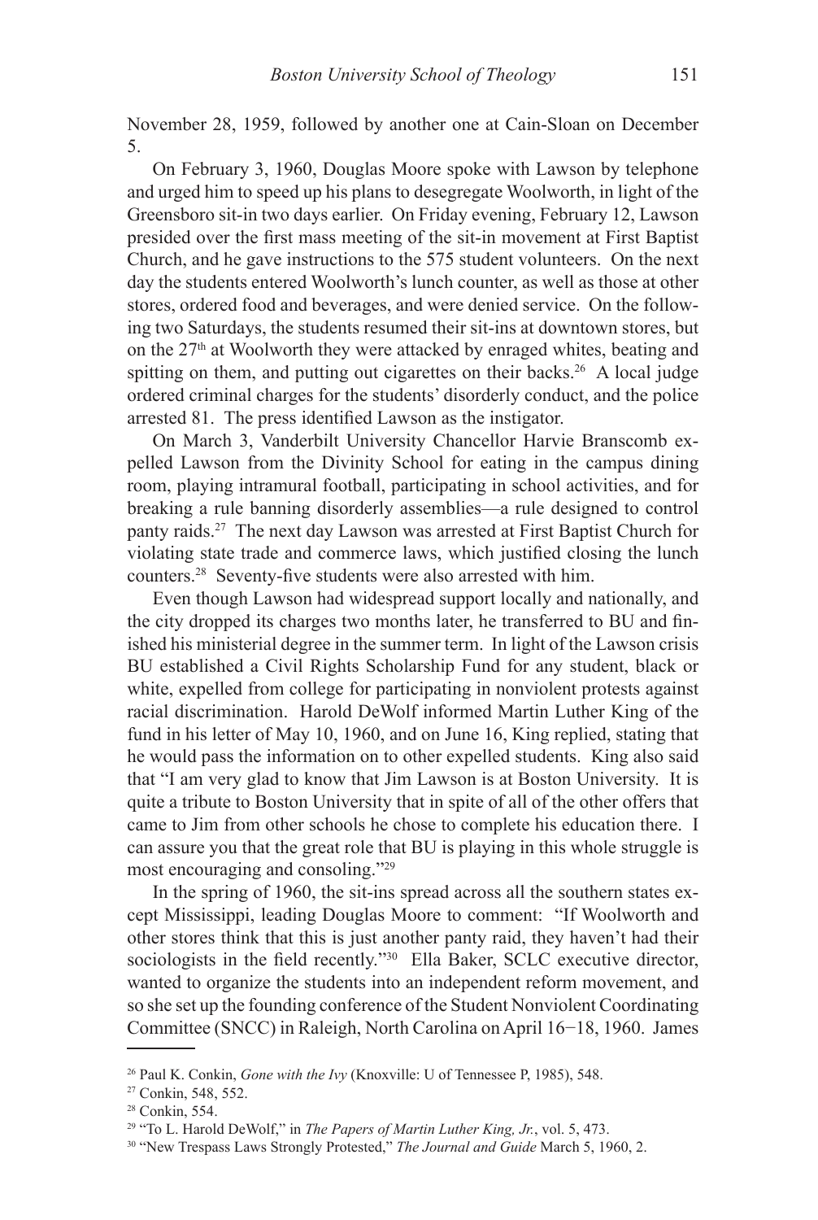November 28, 1959, followed by another one at Cain-Sloan on December 5.

On February 3, 1960, Douglas Moore spoke with Lawson by telephone and urged him to speed up his plans to desegregate Woolworth, in light of the Greensboro sit-in two days earlier. On Friday evening, February 12, Lawson presided over the first mass meeting of the sit-in movement at First Baptist Church, and he gave instructions to the 575 student volunteers. On the next day the students entered Woolworth's lunch counter, as well as those at other stores, ordered food and beverages, and were denied service. On the following two Saturdays, the students resumed their sit-ins at downtown stores, but on the 27th at Woolworth they were attacked by enraged whites, beating and spitting on them, and putting out cigarettes on their backs.[26] A local judge ordered criminal charges for the students' disorderly conduct, and the police arrested 81. The press identified Lawson as the instigator.

On March 3, Vanderbilt University Chancellor Harvie Branscomb expelled Lawson from the Divinity School for eating in the campus dining room, playing intramural football, participating in school activities, and for breaking a rule banning disorderly assemblies—a rule designed to control panty raids.[27] The next day Lawson was arrested at First Baptist Church for violating state trade and commerce laws, which justified closing the lunch counters.[28] Seventy-five students were also arrested with him.

Even though Lawson had widespread support locally and nationally, and the city dropped its charges two months later, he transferred to BU and finished his ministerial degree in the summer term. In light of the Lawson crisis BU established a Civil Rights Scholarship Fund for any student, black or white, expelled from college for participating in nonviolent protests against racial discrimination. Harold DeWolf informed Martin Luther King of the fund in his letter of May 10, 1960, and on June 16, King replied, stating that he would pass the information on to other expelled students. King also said that "I am very glad to know that Jim Lawson is at Boston University. It is quite a tribute to Boston University that in spite of all of the other offers that came to Jim from other schools he chose to complete his education there. I can assure you that the great role that BU is playing in this whole struggle is most encouraging and consoling."[29]

In the spring of 1960, the sit-ins spread across all the southern states except Mississippi, leading Douglas Moore to comment: "If Woolworth and other stores think that this is just another panty raid, they haven't had their sociologists in the field recently."[30] Ella Baker, SCLC executive director, wanted to organize the students into an independent reform movement, and so she set up the founding conference of the Student Nonviolent Coordinating Committee (SNCC) in Raleigh, North Carolina on April 16−18, 1960. James

---

[26] Paul K. Conkin, *Gone with the Ivy* (Knoxville: U of Tennessee P, 1985), 548.

[27] Conkin, 548, 552.

[28] Conkin, 554.

[29] "To L. Harold DeWolf," in *The Papers of Martin Luther King, Jr.*, vol. 5, 473.

[30] "New Trespass Laws Strongly Protested," *The Journal and Guide* March 5, 1960, 2.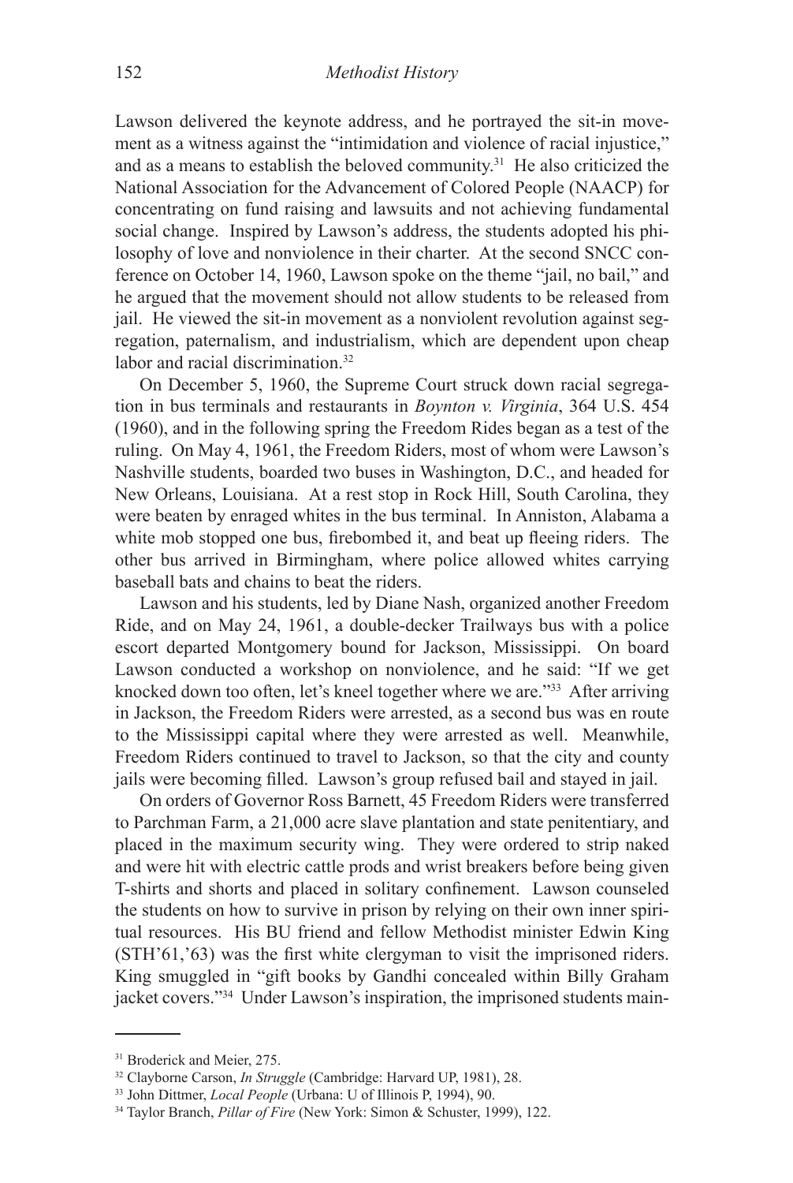Lawson delivered the keynote address, and he portrayed the sit-in movement as a witness against the "intimidation and violence of racial injustice," and as a means to establish the beloved community.[31] He also criticized the National Association for the Advancement of Colored People (NAACP) for concentrating on fund raising and lawsuits and not achieving fundamental social change. Inspired by Lawson's address, the students adopted his philosophy of love and nonviolence in their charter. At the second SNCC conference on October 14, 1960, Lawson spoke on the theme "jail, no bail," and he argued that the movement should not allow students to be released from jail. He viewed the sit-in movement as a nonviolent revolution against segregation, paternalism, and industrialism, which are dependent upon cheap labor and racial discrimination.[32]

On December 5, 1960, the Supreme Court struck down racial segregation in bus terminals and restaurants in *Boynton v. Virginia*, 364 U.S. 454 (1960), and in the following spring the Freedom Rides began as a test of the ruling. On May 4, 1961, the Freedom Riders, most of whom were Lawson's Nashville students, boarded two buses in Washington, D.C., and headed for New Orleans, Louisiana. At a rest stop in Rock Hill, South Carolina, they were beaten by enraged whites in the bus terminal. In Anniston, Alabama a white mob stopped one bus, firebombed it, and beat up fleeing riders. The other bus arrived in Birmingham, where police allowed whites carrying baseball bats and chains to beat the riders.

Lawson and his students, led by Diane Nash, organized another Freedom Ride, and on May 24, 1961, a double-decker Trailways bus with a police escort departed Montgomery bound for Jackson, Mississippi. On board Lawson conducted a workshop on nonviolence, and he said: "If we get knocked down too often, let's kneel together where we are."[33] After arriving in Jackson, the Freedom Riders were arrested, as a second bus was en route to the Mississippi capital where they were arrested as well. Meanwhile, Freedom Riders continued to travel to Jackson, so that the city and county jails were becoming filled. Lawson's group refused bail and stayed in jail.

On orders of Governor Ross Barnett, 45 Freedom Riders were transferred to Parchman Farm, a 21,000 acre slave plantation and state penitentiary, and placed in the maximum security wing. They were ordered to strip naked and were hit with electric cattle prods and wrist breakers before being given T-shirts and shorts and placed in solitary confinement. Lawson counseled the students on how to survive in prison by relying on their own inner spiritual resources. His BU friend and fellow Methodist minister Edwin King (STH'61,'63) was the first white clergyman to visit the imprisoned riders. King smuggled in "gift books by Gandhi concealed within Billy Graham jacket covers."[34] Under Lawson's inspiration, the imprisoned students main-

---

[31] Broderick and Meier, 275.

[32] Clayborne Carson, *In Struggle* (Cambridge: Harvard UP, 1981), 28.

[33] John Dittmer, *Local People* (Urbana: U of Illinois P, 1994), 90.

[34] Taylor Branch, *Pillar of Fire* (New York: Simon & Schuster, 1999), 122.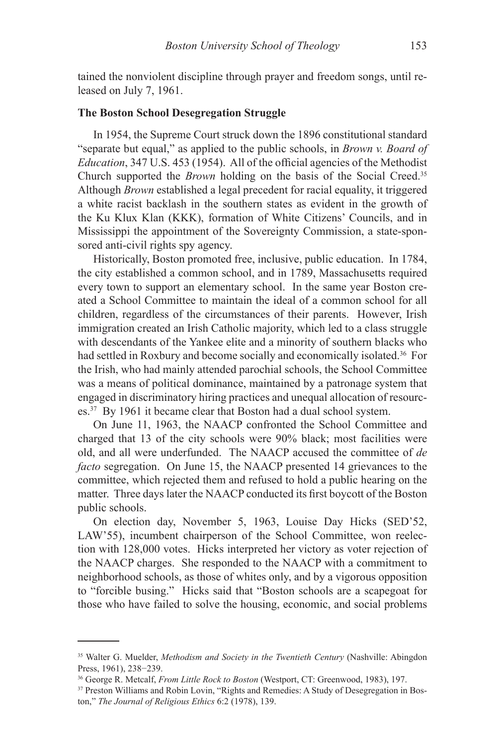tained the nonviolent discipline through prayer and freedom songs, until released on July 7, 1961.

**The Boston School Desegregation Struggle**

In 1954, the Supreme Court struck down the 1896 constitutional standard "separate but equal," as applied to the public schools, in *Brown v. Board of Education*, 347 U.S. 453 (1954). All of the official agencies of the Methodist Church supported the *Brown* holding on the basis of the Social Creed.[35] Although *Brown* established a legal precedent for racial equality, it triggered a white racist backlash in the southern states as evident in the growth of the Ku Klux Klan (KKK), formation of White Citizens' Councils, and in Mississippi the appointment of the Sovereignty Commission, a state-sponsored anti-civil rights spy agency.

Historically, Boston promoted free, inclusive, public education. In 1784, the city established a common school, and in 1789, Massachusetts required every town to support an elementary school. In the same year Boston created a School Committee to maintain the ideal of a common school for all children, regardless of the circumstances of their parents. However, Irish immigration created an Irish Catholic majority, which led to a class struggle with descendants of the Yankee elite and a minority of southern blacks who had settled in Roxbury and become socially and economically isolated.[36] For the Irish, who had mainly attended parochial schools, the School Committee was a means of political dominance, maintained by a patronage system that engaged in discriminatory hiring practices and unequal allocation of resources.[37] By 1961 it became clear that Boston had a dual school system.

On June 11, 1963, the NAACP confronted the School Committee and charged that 13 of the city schools were 90% black; most facilities were old, and all were underfunded. The NAACP accused the committee of *de facto* segregation. On June 15, the NAACP presented 14 grievances to the committee, which rejected them and refused to hold a public hearing on the matter. Three days later the NAACP conducted its first boycott of the Boston public schools.

On election day, November 5, 1963, Louise Day Hicks (SED'52, LAW'55), incumbent chairperson of the School Committee, won reelection with 128,000 votes. Hicks interpreted her victory as voter rejection of the NAACP charges. She responded to the NAACP with a commitment to neighborhood schools, as those of whites only, and by a vigorous opposition to "forcible busing." Hicks said that "Boston schools are a scapegoat for those who have failed to solve the housing, economic, and social problems

---

[35] Walter G. Muelder, *Methodism and Society in the Twentieth Century* (Nashville: Abingdon Press, 1961), 238−239.

[36] George R. Metcalf, *From Little Rock to Boston* (Westport, CT: Greenwood, 1983), 197.

[37] Preston Williams and Robin Lovin, "Rights and Remedies: A Study of Desegregation in Boston," *The Journal of Religious Ethics* 6:2 (1978), 139.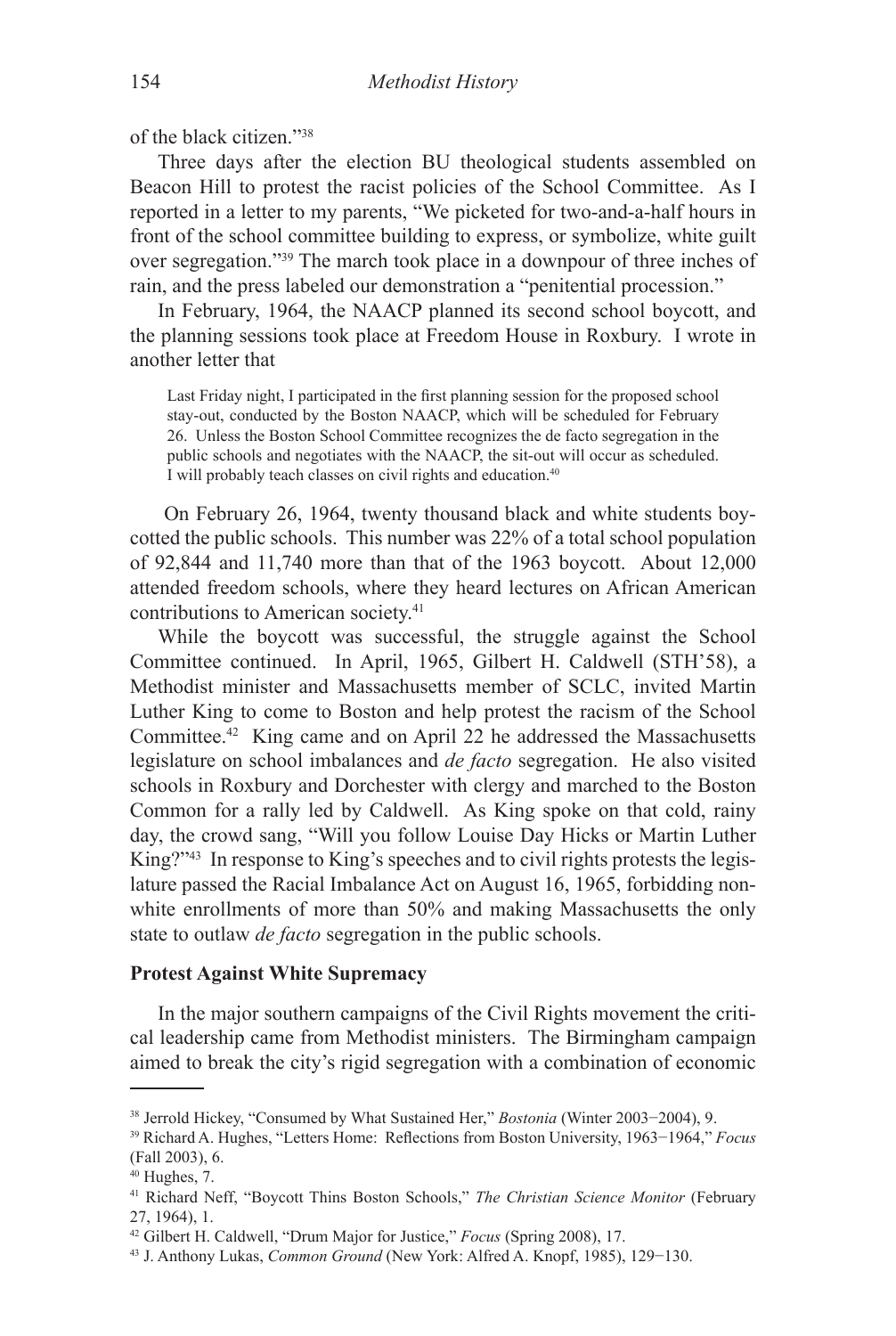of the black citizen."[38]

Three days after the election BU theological students assembled on Beacon Hill to protest the racist policies of the School Committee. As I reported in a letter to my parents, "We picketed for two-and-a-half hours in front of the school committee building to express, or symbolize, white guilt over segregation."[39] The march took place in a downpour of three inches of rain, and the press labeled our demonstration a "penitential procession."

In February, 1964, the NAACP planned its second school boycott, and the planning sessions took place at Freedom House in Roxbury. I wrote in another letter that

> Last Friday night, I participated in the first planning session for the proposed school stay-out, conducted by the Boston NAACP, which will be scheduled for February 26. Unless the Boston School Committee recognizes the de facto segregation in the public schools and negotiates with the NAACP, the sit-out will occur as scheduled. I will probably teach classes on civil rights and education.[40]

On February 26, 1964, twenty thousand black and white students boycotted the public schools. This number was 22% of a total school population of 92,844 and 11,740 more than that of the 1963 boycott. About 12,000 attended freedom schools, where they heard lectures on African American contributions to American society.[41]

While the boycott was successful, the struggle against the School Committee continued. In April, 1965, Gilbert H. Caldwell (STH'58), a Methodist minister and Massachusetts member of SCLC, invited Martin Luther King to come to Boston and help protest the racism of the School Committee.[42] King came and on April 22 he addressed the Massachusetts legislature on school imbalances and *de facto* segregation. He also visited schools in Roxbury and Dorchester with clergy and marched to the Boston Common for a rally led by Caldwell. As King spoke on that cold, rainy day, the crowd sang, "Will you follow Louise Day Hicks or Martin Luther King?"[43] In response to King's speeches and to civil rights protests the legislature passed the Racial Imbalance Act on August 16, 1965, forbidding nonwhite enrollments of more than 50% and making Massachusetts the only state to outlaw *de facto* segregation in the public schools.

**Protest Against White Supremacy**

In the major southern campaigns of the Civil Rights movement the critical leadership came from Methodist ministers. The Birmingham campaign aimed to break the city's rigid segregation with a combination of economic

---

[38] Jerrold Hickey, "Consumed by What Sustained Her," *Bostonia* (Winter 2003−2004), 9.

[39] Richard A. Hughes, "Letters Home: Reflections from Boston University, 1963−1964," *Focus* (Fall 2003), 6.

[40] Hughes, 7.

[41] Richard Neff, "Boycott Thins Boston Schools," *The Christian Science Monitor* (February 27, 1964), 1.

[42] Gilbert H. Caldwell, "Drum Major for Justice," *Focus* (Spring 2008), 17.

[43] J. Anthony Lukas, *Common Ground* (New York: Alfred A. Knopf, 1985), 129−130.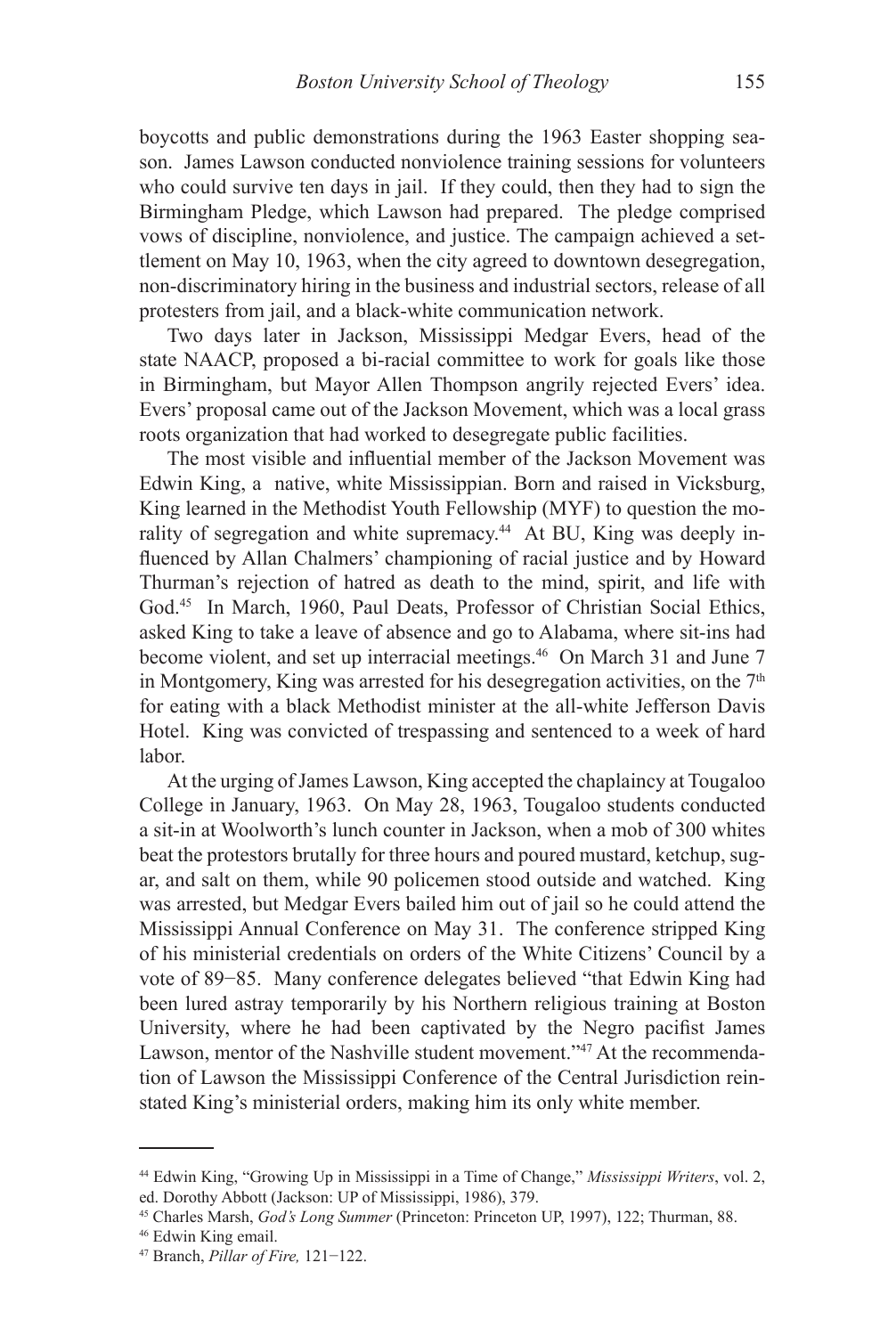boycotts and public demonstrations during the 1963 Easter shopping season. James Lawson conducted nonviolence training sessions for volunteers who could survive ten days in jail. If they could, then they had to sign the Birmingham Pledge, which Lawson had prepared. The pledge comprised vows of discipline, nonviolence, and justice. The campaign achieved a settlement on May 10, 1963, when the city agreed to downtown desegregation, non-discriminatory hiring in the business and industrial sectors, release of all protesters from jail, and a black-white communication network.

Two days later in Jackson, Mississippi Medgar Evers, head of the state NAACP, proposed a bi-racial committee to work for goals like those in Birmingham, but Mayor Allen Thompson angrily rejected Evers' idea. Evers' proposal came out of the Jackson Movement, which was a local grass roots organization that had worked to desegregate public facilities.

The most visible and influential member of the Jackson Movement was Edwin King, a native, white Mississippian. Born and raised in Vicksburg, King learned in the Methodist Youth Fellowship (MYF) to question the morality of segregation and white supremacy.[44] At BU, King was deeply influenced by Allan Chalmers' championing of racial justice and by Howard Thurman's rejection of hatred as death to the mind, spirit, and life with God.[45] In March, 1960, Paul Deats, Professor of Christian Social Ethics, asked King to take a leave of absence and go to Alabama, where sit-ins had become violent, and set up interracial meetings.[46] On March 31 and June 7 in Montgomery, King was arrested for his desegregation activities, on the 7th for eating with a black Methodist minister at the all-white Jefferson Davis Hotel. King was convicted of trespassing and sentenced to a week of hard labor.

At the urging of James Lawson, King accepted the chaplaincy at Tougaloo College in January, 1963. On May 28, 1963, Tougaloo students conducted a sit-in at Woolworth's lunch counter in Jackson, when a mob of 300 whites beat the protestors brutally for three hours and poured mustard, ketchup, sugar, and salt on them, while 90 policemen stood outside and watched. King was arrested, but Medgar Evers bailed him out of jail so he could attend the Mississippi Annual Conference on May 31. The conference stripped King of his ministerial credentials on orders of the White Citizens' Council by a vote of 89−85. Many conference delegates believed "that Edwin King had been lured astray temporarily by his Northern religious training at Boston University, where he had been captivated by the Negro pacifist James Lawson, mentor of the Nashville student movement."[47] At the recommendation of Lawson the Mississippi Conference of the Central Jurisdiction reinstated King's ministerial orders, making him its only white member.

---

[44] Edwin King, "Growing Up in Mississippi in a Time of Change," *Mississippi Writers*, vol. 2, ed. Dorothy Abbott (Jackson: UP of Mississippi, 1986), 379.

[45] Charles Marsh, *God's Long Summer* (Princeton: Princeton UP, 1997), 122; Thurman, 88.

[46] Edwin King email.

[47] Branch, *Pillar of Fire,* 121−122.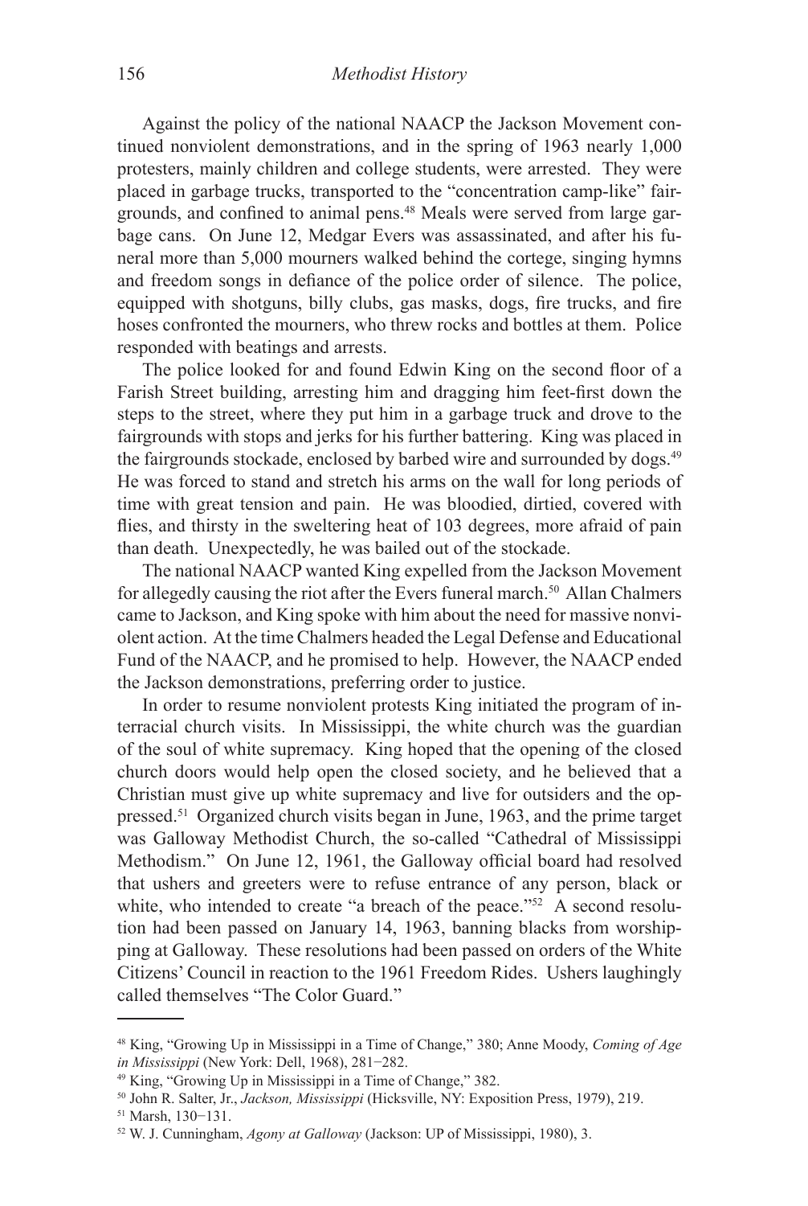Against the policy of the national NAACP the Jackson Movement continued nonviolent demonstrations, and in the spring of 1963 nearly 1,000 protesters, mainly children and college students, were arrested. They were placed in garbage trucks, transported to the "concentration camp-like" fairgrounds, and confined to animal pens.[48] Meals were served from large garbage cans. On June 12, Medgar Evers was assassinated, and after his funeral more than 5,000 mourners walked behind the cortege, singing hymns and freedom songs in defiance of the police order of silence. The police, equipped with shotguns, billy clubs, gas masks, dogs, fire trucks, and fire hoses confronted the mourners, who threw rocks and bottles at them. Police responded with beatings and arrests.

The police looked for and found Edwin King on the second floor of a Farish Street building, arresting him and dragging him feet-first down the steps to the street, where they put him in a garbage truck and drove to the fairgrounds with stops and jerks for his further battering. King was placed in the fairgrounds stockade, enclosed by barbed wire and surrounded by dogs.[49] He was forced to stand and stretch his arms on the wall for long periods of time with great tension and pain. He was bloodied, dirtied, covered with flies, and thirsty in the sweltering heat of 103 degrees, more afraid of pain than death. Unexpectedly, he was bailed out of the stockade.

The national NAACP wanted King expelled from the Jackson Movement for allegedly causing the riot after the Evers funeral march.[50] Allan Chalmers came to Jackson, and King spoke with him about the need for massive nonviolent action. At the time Chalmers headed the Legal Defense and Educational Fund of the NAACP, and he promised to help. However, the NAACP ended the Jackson demonstrations, preferring order to justice.

In order to resume nonviolent protests King initiated the program of interracial church visits. In Mississippi, the white church was the guardian of the soul of white supremacy. King hoped that the opening of the closed church doors would help open the closed society, and he believed that a Christian must give up white supremacy and live for outsiders and the oppressed.[51] Organized church visits began in June, 1963, and the prime target was Galloway Methodist Church, the so-called "Cathedral of Mississippi Methodism." On June 12, 1961, the Galloway official board had resolved that ushers and greeters were to refuse entrance of any person, black or white, who intended to create "a breach of the peace."[52] A second resolution had been passed on January 14, 1963, banning blacks from worshipping at Galloway. These resolutions had been passed on orders of the White Citizens' Council in reaction to the 1961 Freedom Rides. Ushers laughingly called themselves "The Color Guard."

---

[48] King, "Growing Up in Mississippi in a Time of Change," 380; Anne Moody, *Coming of Age in Mississippi* (New York: Dell, 1968), 281−282.

[49] King, "Growing Up in Mississippi in a Time of Change," 382.

[50] John R. Salter, Jr., *Jackson, Mississippi* (Hicksville, NY: Exposition Press, 1979), 219.

[51] Marsh, 130−131.

[52] W. J. Cunningham, *Agony at Galloway* (Jackson: UP of Mississippi, 1980), 3.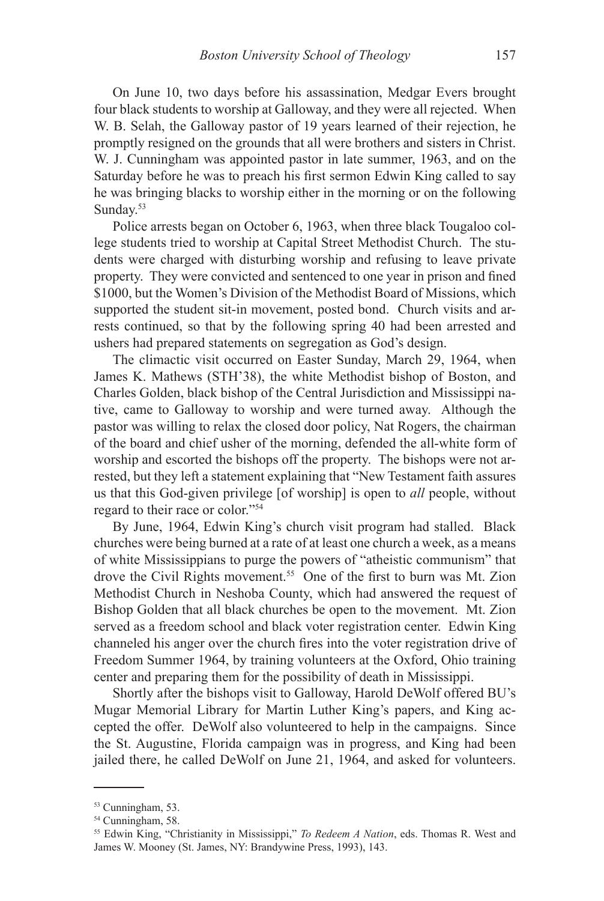On June 10, two days before his assassination, Medgar Evers brought four black students to worship at Galloway, and they were all rejected. When W. B. Selah, the Galloway pastor of 19 years learned of their rejection, he promptly resigned on the grounds that all were brothers and sisters in Christ. W. J. Cunningham was appointed pastor in late summer, 1963, and on the Saturday before he was to preach his first sermon Edwin King called to say he was bringing blacks to worship either in the morning or on the following Sunday.[53]

Police arrests began on October 6, 1963, when three black Tougaloo college students tried to worship at Capital Street Methodist Church. The students were charged with disturbing worship and refusing to leave private property. They were convicted and sentenced to one year in prison and fined $1000, but the Women's Division of the Methodist Board of Missions, which supported the student sit-in movement, posted bond. Church visits and arrests continued, so that by the following spring 40 had been arrested and ushers had prepared statements on segregation as God's design.

The climactic visit occurred on Easter Sunday, March 29, 1964, when James K. Mathews (STH'38), the white Methodist bishop of Boston, and Charles Golden, black bishop of the Central Jurisdiction and Mississippi native, came to Galloway to worship and were turned away. Although the pastor was willing to relax the closed door policy, Nat Rogers, the chairman of the board and chief usher of the morning, defended the all-white form of worship and escorted the bishops off the property. The bishops were not arrested, but they left a statement explaining that "New Testament faith assures us that this God-given privilege [of worship] is open to *all* people, without regard to their race or color."[54]

By June, 1964, Edwin King's church visit program had stalled. Black churches were being burned at a rate of at least one church a week, as a means of white Mississippians to purge the powers of "atheistic communism" that drove the Civil Rights movement.[55] One of the first to burn was Mt. Zion Methodist Church in Neshoba County, which had answered the request of Bishop Golden that all black churches be open to the movement. Mt. Zion served as a freedom school and black voter registration center. Edwin King channeled his anger over the church fires into the voter registration drive of Freedom Summer 1964, by training volunteers at the Oxford, Ohio training center and preparing them for the possibility of death in Mississippi.

Shortly after the bishops visit to Galloway, Harold DeWolf offered BU's Mugar Memorial Library for Martin Luther King's papers, and King accepted the offer. DeWolf also volunteered to help in the campaigns. Since the St. Augustine, Florida campaign was in progress, and King had been jailed there, he called DeWolf on June 21, 1964, and asked for volunteers.

---

[53] Cunningham, 53.

[54] Cunningham, 58.

[55] Edwin King, "Christianity in Mississippi," *To Redeem A Nation*, eds. Thomas R. West and James W. Mooney (St. James, NY: Brandywine Press, 1993), 143.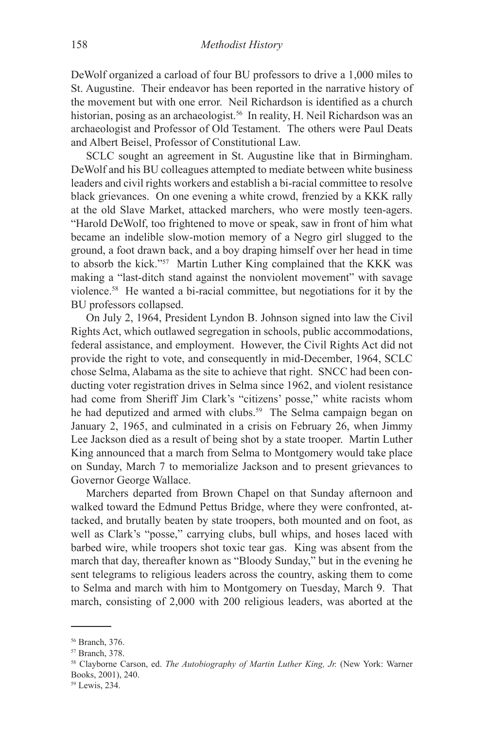DeWolf organized a carload of four BU professors to drive a 1,000 miles to St. Augustine. Their endeavor has been reported in the narrative history of the movement but with one error. Neil Richardson is identified as a church historian, posing as an archaeologist.[56] In reality, H. Neil Richardson was an archaeologist and Professor of Old Testament. The others were Paul Deats and Albert Beisel, Professor of Constitutional Law.

SCLC sought an agreement in St. Augustine like that in Birmingham. DeWolf and his BU colleagues attempted to mediate between white business leaders and civil rights workers and establish a bi-racial committee to resolve black grievances. On one evening a white crowd, frenzied by a KKK rally at the old Slave Market, attacked marchers, who were mostly teen-agers. "Harold DeWolf, too frightened to move or speak, saw in front of him what became an indelible slow-motion memory of a Negro girl slugged to the ground, a foot drawn back, and a boy draping himself over her head in time to absorb the kick."[57] Martin Luther King complained that the KKK was making a "last-ditch stand against the nonviolent movement" with savage violence.[58] He wanted a bi-racial committee, but negotiations for it by the BU professors collapsed.

On July 2, 1964, President Lyndon B. Johnson signed into law the Civil Rights Act, which outlawed segregation in schools, public accommodations, federal assistance, and employment. However, the Civil Rights Act did not provide the right to vote, and consequently in mid-December, 1964, SCLC chose Selma, Alabama as the site to achieve that right. SNCC had been conducting voter registration drives in Selma since 1962, and violent resistance had come from Sheriff Jim Clark's "citizens' posse," white racists whom he had deputized and armed with clubs.[59] The Selma campaign began on January 2, 1965, and culminated in a crisis on February 26, when Jimmy Lee Jackson died as a result of being shot by a state trooper. Martin Luther King announced that a march from Selma to Montgomery would take place on Sunday, March 7 to memorialize Jackson and to present grievances to Governor George Wallace.

Marchers departed from Brown Chapel on that Sunday afternoon and walked toward the Edmund Pettus Bridge, where they were confronted, attacked, and brutally beaten by state troopers, both mounted and on foot, as well as Clark's "posse," carrying clubs, bull whips, and hoses laced with barbed wire, while troopers shot toxic tear gas. King was absent from the march that day, thereafter known as "Bloody Sunday," but in the evening he sent telegrams to religious leaders across the country, asking them to come to Selma and march with him to Montgomery on Tuesday, March 9. That march, consisting of 2,000 with 200 religious leaders, was aborted at the

---

[56] Branch, 376.

[57] Branch, 378.

[58] Clayborne Carson, ed. *The Autobiography of Martin Luther King, Jr.* (New York: Warner Books, 2001), 240.

[59] Lewis, 234.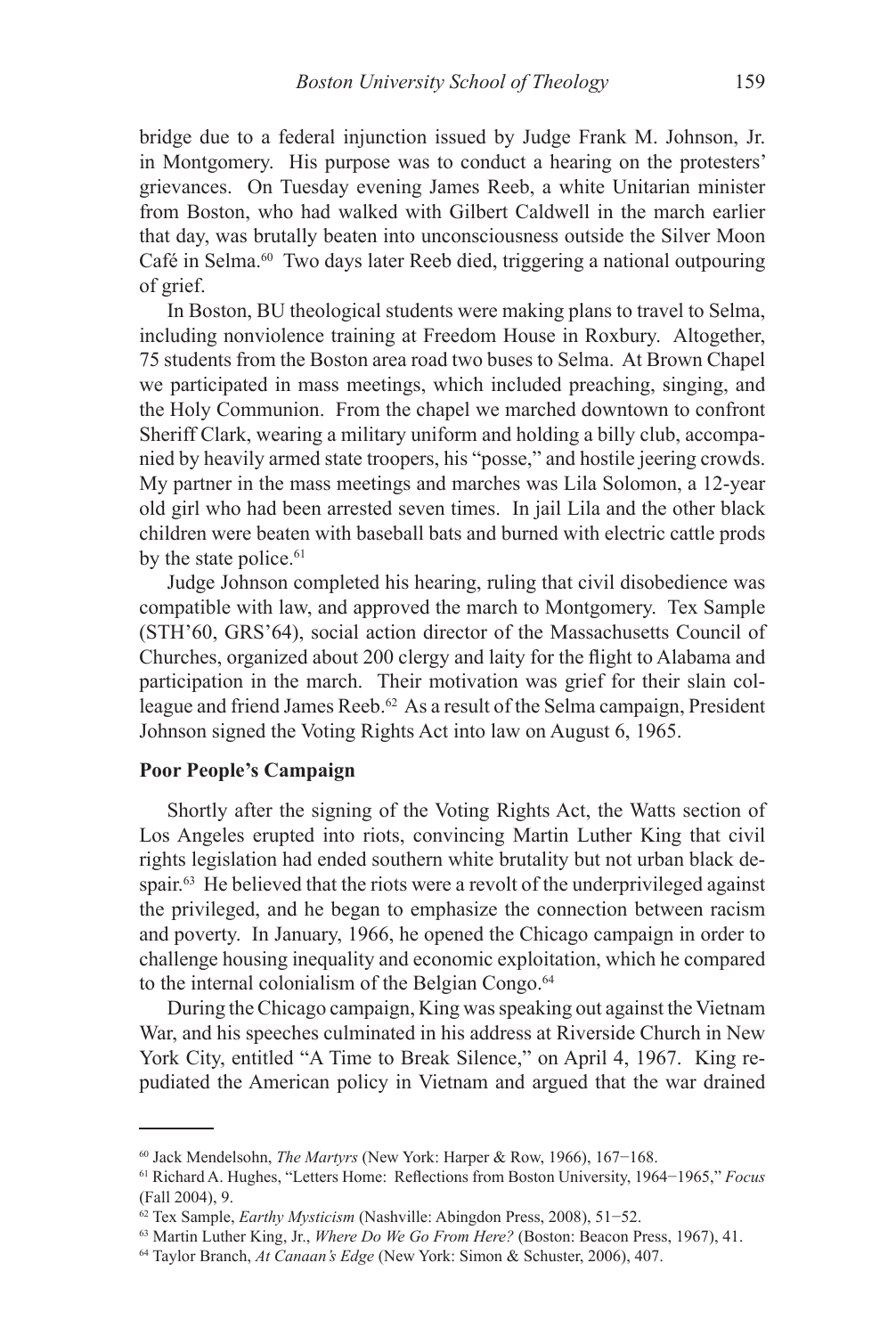bridge due to a federal injunction issued by Judge Frank M. Johnson, Jr. in Montgomery. His purpose was to conduct a hearing on the protesters' grievances. On Tuesday evening James Reeb, a white Unitarian minister from Boston, who had walked with Gilbert Caldwell in the march earlier that day, was brutally beaten into unconsciousness outside the Silver Moon Café in Selma.[60] Two days later Reeb died, triggering a national outpouring of grief.

In Boston, BU theological students were making plans to travel to Selma, including nonviolence training at Freedom House in Roxbury. Altogether, 75 students from the Boston area road two buses to Selma. At Brown Chapel we participated in mass meetings, which included preaching, singing, and the Holy Communion. From the chapel we marched downtown to confront Sheriff Clark, wearing a military uniform and holding a billy club, accompanied by heavily armed state troopers, his "posse," and hostile jeering crowds. My partner in the mass meetings and marches was Lila Solomon, a 12-year old girl who had been arrested seven times. In jail Lila and the other black children were beaten with baseball bats and burned with electric cattle prods by the state police.[61]

Judge Johnson completed his hearing, ruling that civil disobedience was compatible with law, and approved the march to Montgomery. Tex Sample (STH'60, GRS'64), social action director of the Massachusetts Council of Churches, organized about 200 clergy and laity for the flight to Alabama and participation in the march. Their motivation was grief for their slain colleague and friend James Reeb.[62] As a result of the Selma campaign, President Johnson signed the Voting Rights Act into law on August 6, 1965.

**Poor People's Campaign**

Shortly after the signing of the Voting Rights Act, the Watts section of Los Angeles erupted into riots, convincing Martin Luther King that civil rights legislation had ended southern white brutality but not urban black despair.[63] He believed that the riots were a revolt of the underprivileged against the privileged, and he began to emphasize the connection between racism and poverty. In January, 1966, he opened the Chicago campaign in order to challenge housing inequality and economic exploitation, which he compared to the internal colonialism of the Belgian Congo.[64]

During the Chicago campaign, King was speaking out against the Vietnam War, and his speeches culminated in his address at Riverside Church in New York City, entitled "A Time to Break Silence," on April 4, 1967. King repudiated the American policy in Vietnam and argued that the war drained

---

[60] Jack Mendelsohn, *The Martyrs* (New York: Harper & Row, 1966), 167−168.

[61] Richard A. Hughes, "Letters Home: Reflections from Boston University, 1964−1965," *Focus* (Fall 2004), 9.

[62] Tex Sample, *Earthy Mysticism* (Nashville: Abingdon Press, 2008), 51−52.

[63] Martin Luther King, Jr., *Where Do We Go From Here?* (Boston: Beacon Press, 1967), 41.

[64] Taylor Branch, *At Canaan's Edge* (New York: Simon & Schuster, 2006), 407.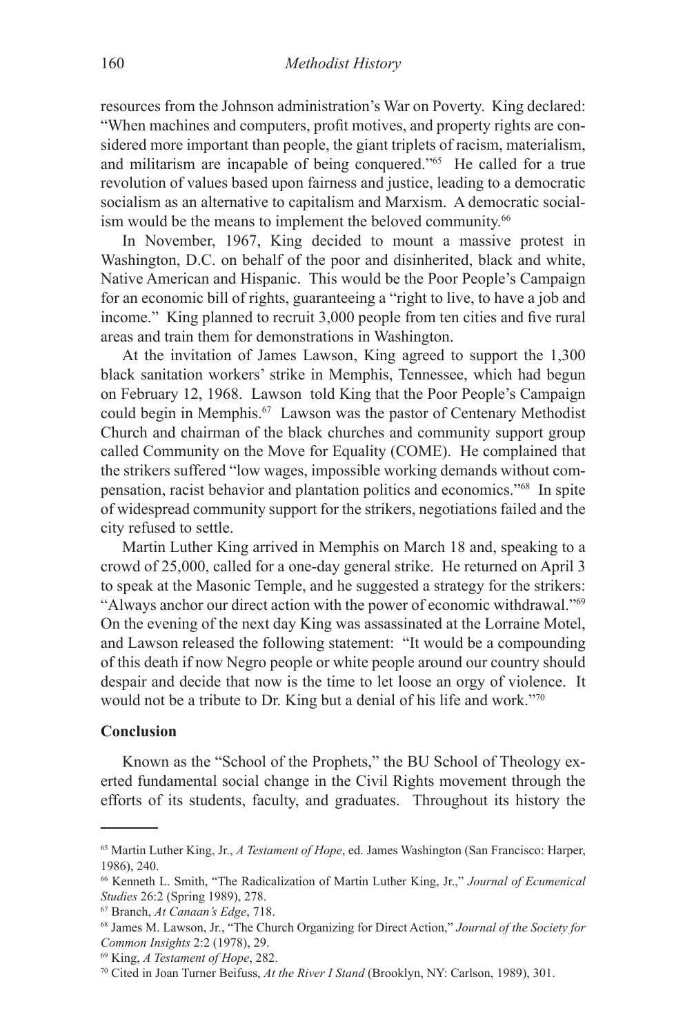resources from the Johnson administration's War on Poverty. King declared: "When machines and computers, profit motives, and property rights are considered more important than people, the giant triplets of racism, materialism, and militarism are incapable of being conquered."[65] He called for a true revolution of values based upon fairness and justice, leading to a democratic socialism as an alternative to capitalism and Marxism. A democratic socialism would be the means to implement the beloved community.[66]

In November, 1967, King decided to mount a massive protest in Washington, D.C. on behalf of the poor and disinherited, black and white, Native American and Hispanic. This would be the Poor People's Campaign for an economic bill of rights, guaranteeing a "right to live, to have a job and income." King planned to recruit 3,000 people from ten cities and five rural areas and train them for demonstrations in Washington.

At the invitation of James Lawson, King agreed to support the 1,300 black sanitation workers' strike in Memphis, Tennessee, which had begun on February 12, 1968. Lawson told King that the Poor People's Campaign could begin in Memphis.[67] Lawson was the pastor of Centenary Methodist Church and chairman of the black churches and community support group called Community on the Move for Equality (COME). He complained that the strikers suffered "low wages, impossible working demands without compensation, racist behavior and plantation politics and economics."[68] In spite of widespread community support for the strikers, negotiations failed and the city refused to settle.

Martin Luther King arrived in Memphis on March 18 and, speaking to a crowd of 25,000, called for a one-day general strike. He returned on April 3 to speak at the Masonic Temple, and he suggested a strategy for the strikers: "Always anchor our direct action with the power of economic withdrawal."[69] On the evening of the next day King was assassinated at the Lorraine Motel, and Lawson released the following statement: "It would be a compounding of this death if now Negro people or white people around our country should despair and decide that now is the time to let loose an orgy of violence. It would not be a tribute to Dr. King but a denial of his life and work."[70]

**Conclusion**

Known as the "School of the Prophets," the BU School of Theology exerted fundamental social change in the Civil Rights movement through the efforts of its students, faculty, and graduates. Throughout its history the

---

[65] Martin Luther King, Jr., *A Testament of Hope*, ed. James Washington (San Francisco: Harper, 1986), 240.

[66] Kenneth L. Smith, "The Radicalization of Martin Luther King, Jr.," *Journal of Ecumenical Studies* 26:2 (Spring 1989), 278.

[67] Branch, *At Canaan's Edge*, 718.

[68] James M. Lawson, Jr., "The Church Organizing for Direct Action," *Journal of the Society for Common Insights* 2:2 (1978), 29.

[69] King, *A Testament of Hope*, 282.

[70] Cited in Joan Turner Beifuss, *At the River I Stand* (Brooklyn, NY: Carlson, 1989), 301.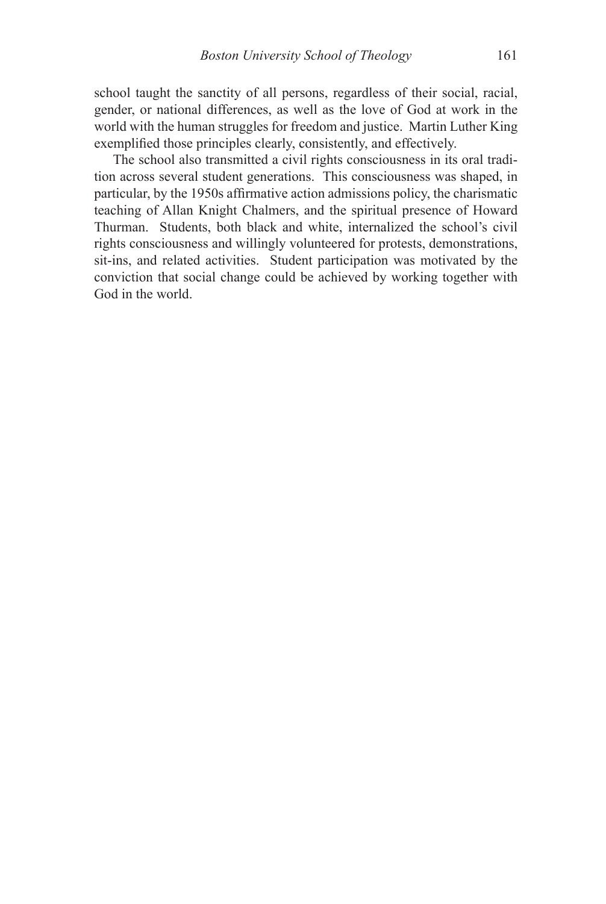school taught the sanctity of all persons, regardless of their social, racial, gender, or national differences, as well as the love of God at work in the world with the human struggles for freedom and justice. Martin Luther King exemplified those principles clearly, consistently, and effectively.

The school also transmitted a civil rights consciousness in its oral tradition across several student generations. This consciousness was shaped, in particular, by the 1950s affirmative action admissions policy, the charismatic teaching of Allan Knight Chalmers, and the spiritual presence of Howard Thurman. Students, both black and white, internalized the school's civil rights consciousness and willingly volunteered for protests, demonstrations, sit-ins, and related activities. Student participation was motivated by the conviction that social change could be achieved by working together with God in the world.